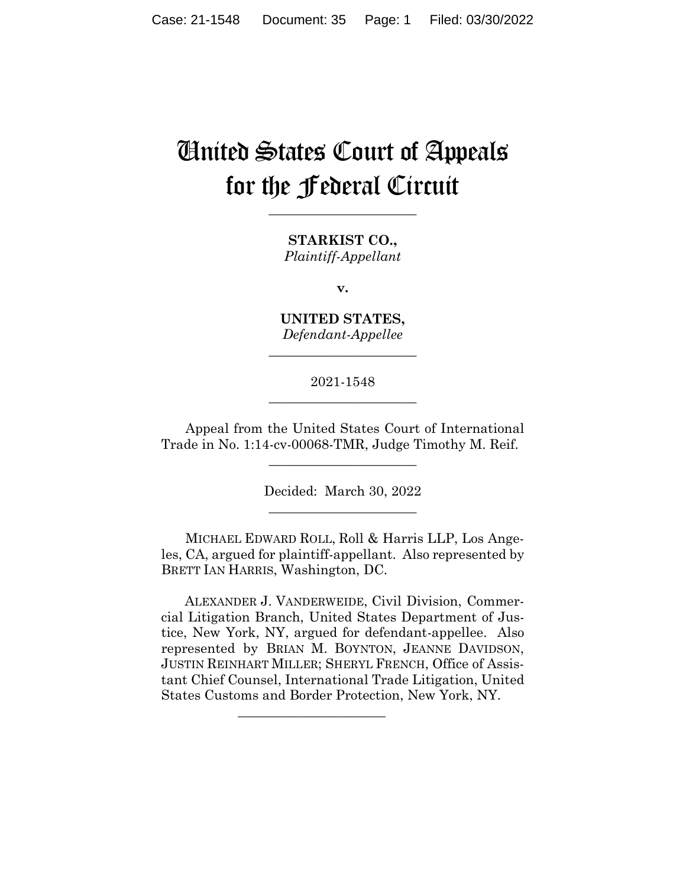# United States Court of Appeals for the Federal Circuit

______________________

**STARKIST CO.,**
*Plaintiff-Appellant*

**v.**

**UNITED STATES,**
*Defendant-Appellee*

______________________

2021-1548

______________________

Appeal from the United States Court of International Trade in No. 1:14-cv-00068-TMR, Judge Timothy M. Reif.

______________________

Decided: March 30, 2022

______________________

MICHAEL EDWARD ROLL, Roll & Harris LLP, Los Angeles, CA, argued for plaintiff-appellant. Also represented by BRETT IAN HARRIS, Washington, DC.

ALEXANDER J. VANDERWEIDE, Civil Division, Commercial Litigation Branch, United States Department of Justice, New York, NY, argued for defendant-appellee. Also represented by BRIAN M. BOYNTON, JEANNE DAVIDSON, JUSTIN REINHART MILLER; SHERYL FRENCH, Office of Assistant Chief Counsel, International Trade Litigation, United States Customs and Border Protection, New York, NY.

______________________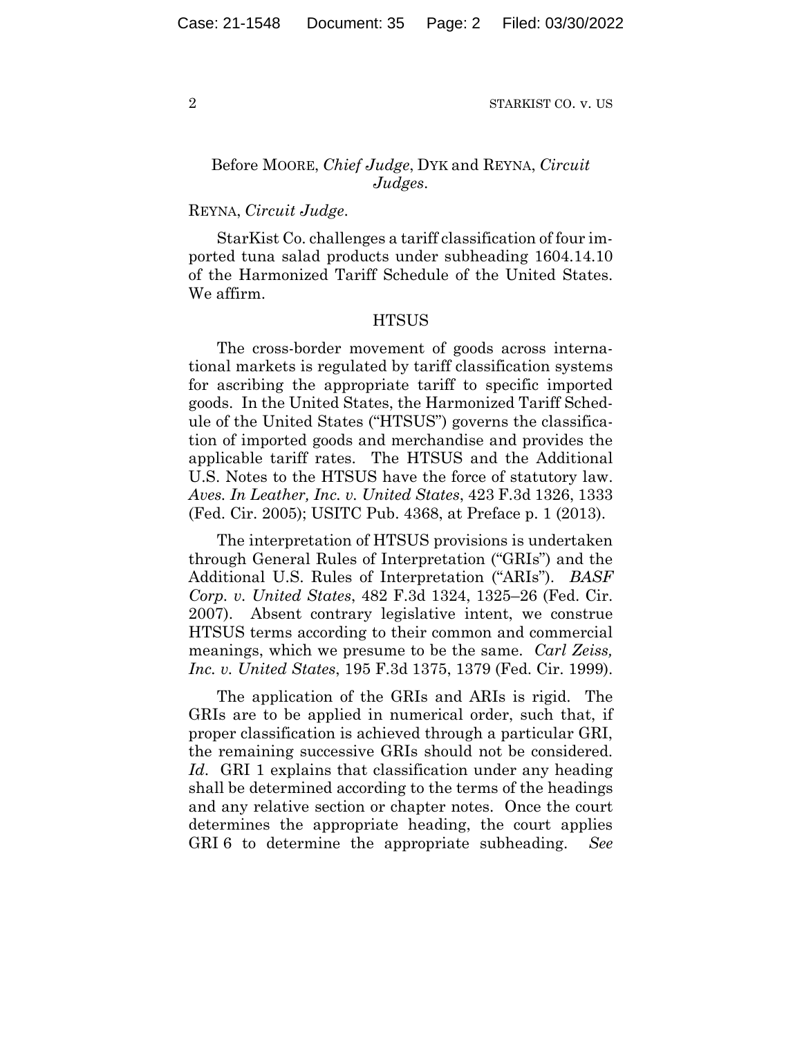Before MOORE, *Chief Judge*, DYK and REYNA, *Circuit Judges*.

REYNA, *Circuit Judge*.

StarKist Co. challenges a tariff classification of four imported tuna salad products under subheading 1604.14.10 of the Harmonized Tariff Schedule of the United States. We affirm.

## HTSUS

The cross-border movement of goods across international markets is regulated by tariff classification systems for ascribing the appropriate tariff to specific imported goods. In the United States, the Harmonized Tariff Schedule of the United States ("HTSUS") governs the classification of imported goods and merchandise and provides the applicable tariff rates. The HTSUS and the Additional U.S. Notes to the HTSUS have the force of statutory law. *Aves. In Leather, Inc. v. United States*, 423 F.3d 1326, 1333 (Fed. Cir. 2005); USITC Pub. 4368, at Preface p. 1 (2013).

The interpretation of HTSUS provisions is undertaken through General Rules of Interpretation ("GRIs") and the Additional U.S. Rules of Interpretation ("ARIs"). *BASF Corp. v. United States*, 482 F.3d 1324, 1325–26 (Fed. Cir. 2007). Absent contrary legislative intent, we construe HTSUS terms according to their common and commercial meanings, which we presume to be the same. *Carl Zeiss, Inc. v. United States*, 195 F.3d 1375, 1379 (Fed. Cir. 1999).

The application of the GRIs and ARIs is rigid. The GRIs are to be applied in numerical order, such that, if proper classification is achieved through a particular GRI, the remaining successive GRIs should not be considered. *Id.* GRI 1 explains that classification under any heading shall be determined according to the terms of the headings and any relative section or chapter notes. Once the court determines the appropriate heading, the court applies GRI 6 to determine the appropriate subheading. *See*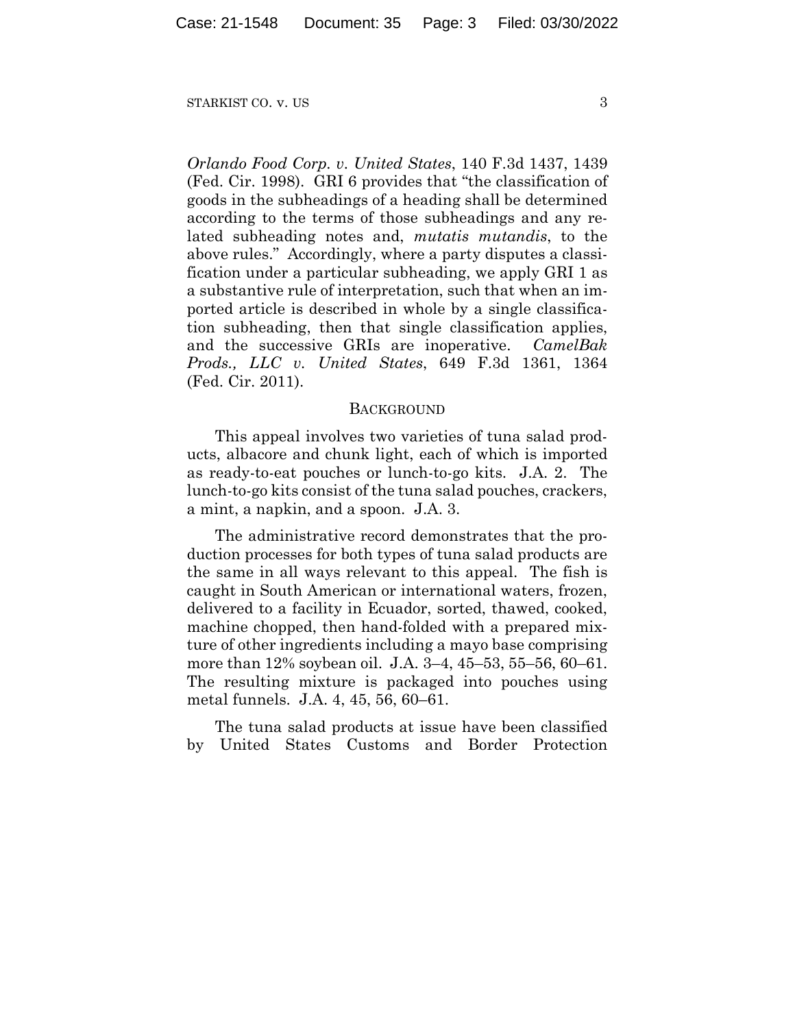*Orlando Food Corp. v. United States*, 140 F.3d 1437, 1439 (Fed. Cir. 1998). GRI 6 provides that "the classification of goods in the subheadings of a heading shall be determined according to the terms of those subheadings and any related subheading notes and, *mutatis mutandis*, to the above rules." Accordingly, where a party disputes a classification under a particular subheading, we apply GRI 1 as a substantive rule of interpretation, such that when an imported article is described in whole by a single classification subheading, then that single classification applies, and the successive GRIs are inoperative. *CamelBak Prods., LLC v. United States*, 649 F.3d 1361, 1364 (Fed. Cir. 2011).

## BACKGROUND

This appeal involves two varieties of tuna salad products, albacore and chunk light, each of which is imported as ready-to-eat pouches or lunch-to-go kits. J.A. 2. The lunch-to-go kits consist of the tuna salad pouches, crackers, a mint, a napkin, and a spoon. J.A. 3.

The administrative record demonstrates that the production processes for both types of tuna salad products are the same in all ways relevant to this appeal. The fish is caught in South American or international waters, frozen, delivered to a facility in Ecuador, sorted, thawed, cooked, machine chopped, then hand-folded with a prepared mixture of other ingredients including a mayo base comprising more than 12% soybean oil. J.A. 3–4, 45–53, 55–56, 60–61. The resulting mixture is packaged into pouches using metal funnels. J.A. 4, 45, 56, 60–61.

The tuna salad products at issue have been classified by United States Customs and Border Protection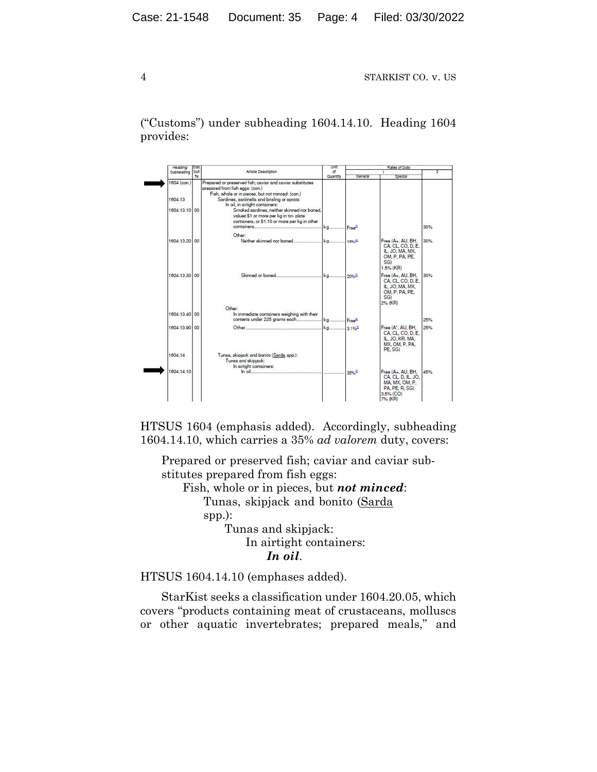("Customs") under subheading 1604.14.10. Heading 1604 provides:

| Heading/ Subheading | Stat. Suf-fix | Article Description | Unit of Quantity | Rates of Duty | | |
|---|---|---|---|---|---|---|
| | | | | 1 | | 2 |
| | | | | General | Special | |
| ➡ 1604 (con.) | | Prepared or preserved fish; caviar and caviar substitutes prepared from fish eggs: (con.) | | | | |
| | | Fish, whole or in pieces, but not minced: (con.) | | | | |
| 1604.13 | | Sardines, sardinella and brisling or sprats: | | | | |
| | | In oil, in airtight containers: | | | | |
| 1604.13.10 | 00 | Smoked sardines, neither skinned nor boned, valued $1 or more per kg in tin- plate containers, or $1.10 or more per kg in other containers | kg | Free[3/] | | 30% |
| | | Other: | | | | |
| 1604.13.20 | 00 | Neither skinned nor boned | kg | 15%[3/] | Free (A+, AU, BH, CA, CL, CO, D, E, IL, JO, MA, MX, OM, P, PA, PE, SG) 1.5% (KR) | 30% |
| 1604.13.30 | 00 | Skinned or boned | kg | 20%[3/] | Free (A+, AU, BH, CA, CL, CO, D, E, IL, JO, MA, MX, OM, P, PA, PE, SG) 2% (KR) | 30% |
| | | Other: | | | | |
| 1604.13.40 | 00 | In immediate containers weighing with their contents under 225 grams each | kg | Free[3/] | | 25% |
| 1604.13.90 | 00 | Other | kg | 3.1%[3/] | Free (A*, AU, BH, CA, CL, CO, D, E, IL, JO, KR, MA, MX, OM, P, PA, PE, SG) | 25% |
| 1604.14 | | Tunas, skipjack and bonito (Sarda spp.): | | | | |
| | | Tunas and skipjack: | | | | |
| | | In airtight containers: | | | | |
| ➡ 1604.14.10 | | In oil | | 35%[3/] | Free (A+, AU, BH, CA, CL, D, IL, JO, MA, MX, OM, P, PA, PE, R, SG) 3.5% (CO) 7% (KR) | 45% |

HTSUS 1604 (emphasis added). Accordingly, subheading 1604.14.10, which carries a 35% *ad valorem* duty, covers:

> Prepared or preserved fish; caviar and caviar substitutes prepared from fish eggs:
> 
> Fish, whole or in pieces, but ***not minced***:
> 
> Tunas, skipjack and bonito (Sarda spp.):
> 
> Tunas and skipjack:
> 
> In airtight containers:
> 
> ***In oil***.

HTSUS 1604.14.10 (emphases added).

StarKist seeks a classification under 1604.20.05, which covers "products containing meat of crustaceans, molluscs or other aquatic invertebrates; prepared meals," and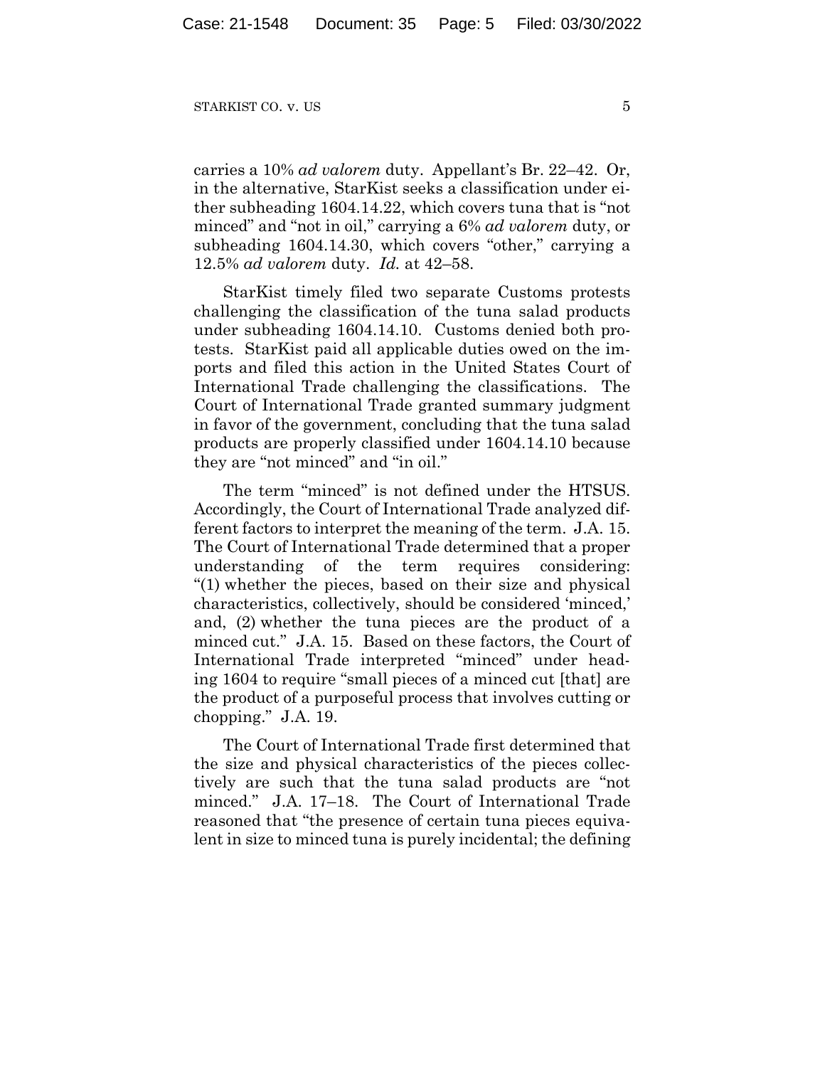carries a 10% *ad valorem* duty. Appellant's Br. 22–42. Or, in the alternative, StarKist seeks a classification under either subheading 1604.14.22, which covers tuna that is "not minced" and "not in oil," carrying a 6% *ad valorem* duty, or subheading 1604.14.30, which covers "other," carrying a 12.5% *ad valorem* duty. *Id.* at 42–58.

StarKist timely filed two separate Customs protests challenging the classification of the tuna salad products under subheading 1604.14.10. Customs denied both protests. StarKist paid all applicable duties owed on the imports and filed this action in the United States Court of International Trade challenging the classifications. The Court of International Trade granted summary judgment in favor of the government, concluding that the tuna salad products are properly classified under 1604.14.10 because they are "not minced" and "in oil."

The term "minced" is not defined under the HTSUS. Accordingly, the Court of International Trade analyzed different factors to interpret the meaning of the term. J.A. 15. The Court of International Trade determined that a proper understanding of the term requires considering: "(1) whether the pieces, based on their size and physical characteristics, collectively, should be considered 'minced,' and, (2) whether the tuna pieces are the product of a minced cut." J.A. 15. Based on these factors, the Court of International Trade interpreted "minced" under heading 1604 to require "small pieces of a minced cut [that] are the product of a purposeful process that involves cutting or chopping." J.A. 19.

The Court of International Trade first determined that the size and physical characteristics of the pieces collectively are such that the tuna salad products are "not minced." J.A. 17–18. The Court of International Trade reasoned that "the presence of certain tuna pieces equivalent in size to minced tuna is purely incidental; the defining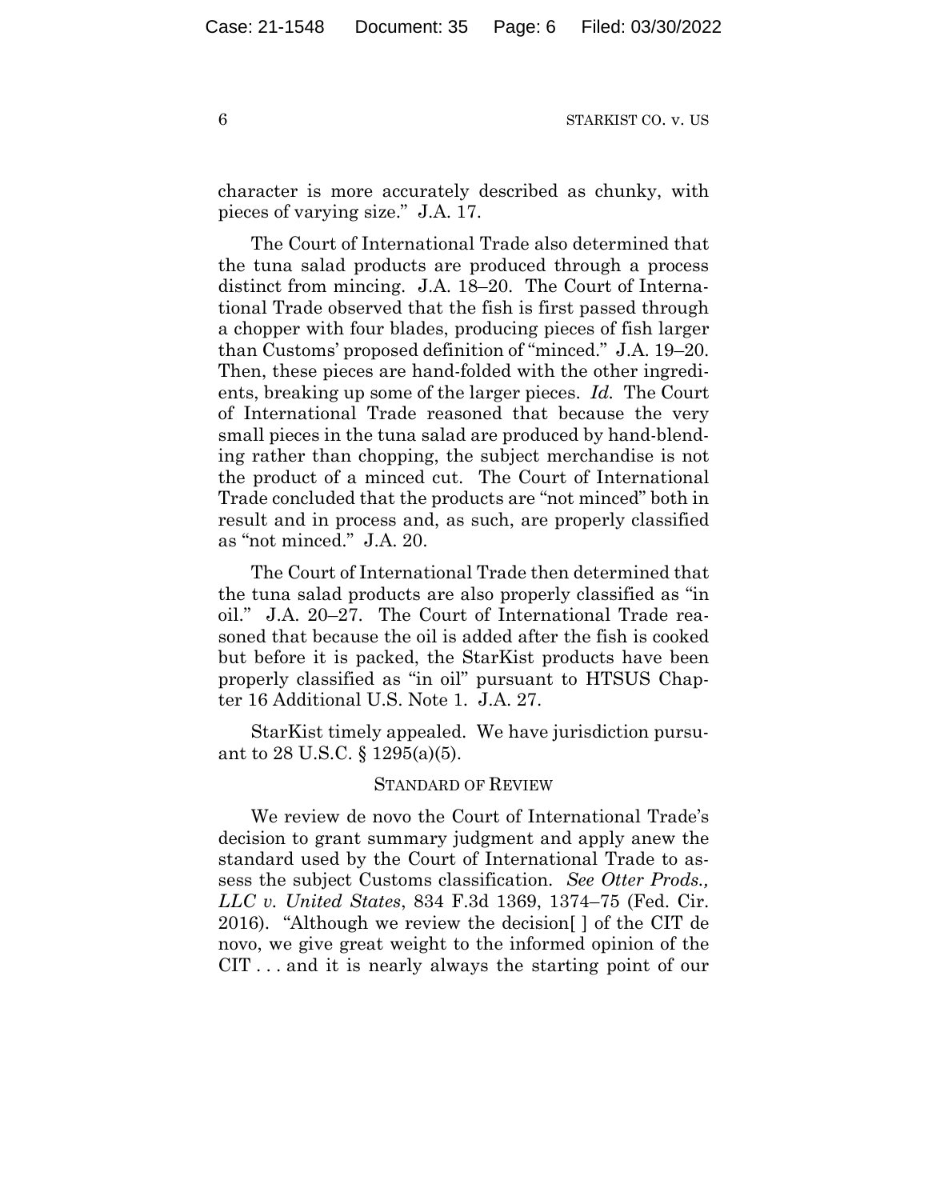character is more accurately described as chunky, with pieces of varying size." J.A. 17.

The Court of International Trade also determined that the tuna salad products are produced through a process distinct from mincing. J.A. 18–20. The Court of International Trade observed that the fish is first passed through a chopper with four blades, producing pieces of fish larger than Customs' proposed definition of "minced." J.A. 19–20. Then, these pieces are hand-folded with the other ingredients, breaking up some of the larger pieces. *Id.* The Court of International Trade reasoned that because the very small pieces in the tuna salad are produced by hand-blending rather than chopping, the subject merchandise is not the product of a minced cut. The Court of International Trade concluded that the products are "not minced" both in result and in process and, as such, are properly classified as "not minced." J.A. 20.

The Court of International Trade then determined that the tuna salad products are also properly classified as "in oil." J.A. 20–27. The Court of International Trade reasoned that because the oil is added after the fish is cooked but before it is packed, the StarKist products have been properly classified as "in oil" pursuant to HTSUS Chapter 16 Additional U.S. Note 1. J.A. 27.

StarKist timely appealed. We have jurisdiction pursuant to 28 U.S.C. § 1295(a)(5).

## STANDARD OF REVIEW

We review de novo the Court of International Trade's decision to grant summary judgment and apply anew the standard used by the Court of International Trade to assess the subject Customs classification. *See Otter Prods., LLC v. United States*, 834 F.3d 1369, 1374–75 (Fed. Cir. 2016). "Although we review the decision[ ] of the CIT de novo, we give great weight to the informed opinion of the CIT . . . and it is nearly always the starting point of our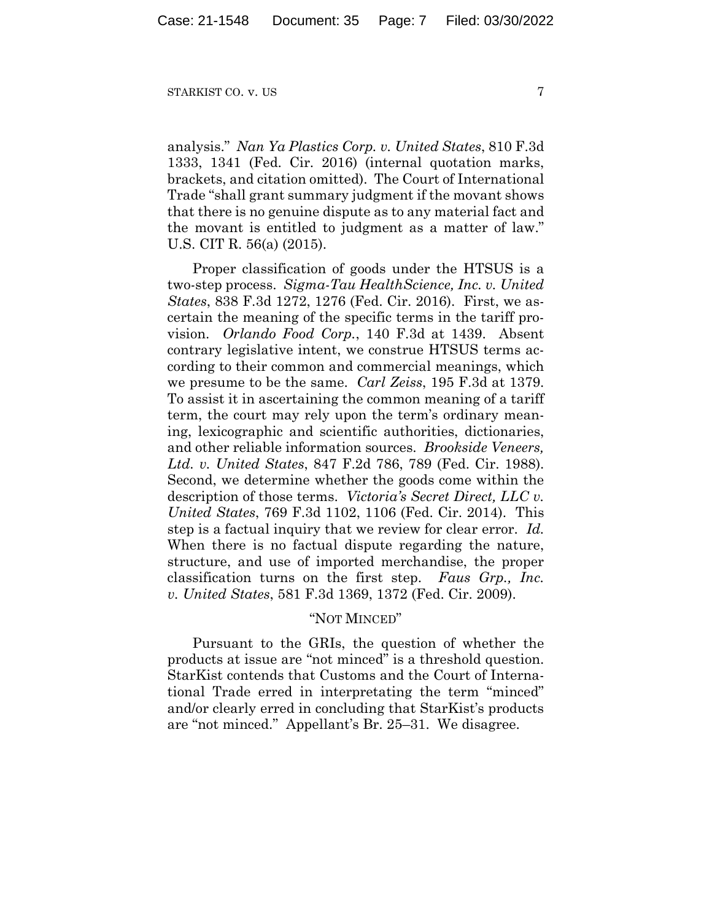analysis." *Nan Ya Plastics Corp. v. United States*, 810 F.3d 1333, 1341 (Fed. Cir. 2016) (internal quotation marks, brackets, and citation omitted). The Court of International Trade "shall grant summary judgment if the movant shows that there is no genuine dispute as to any material fact and the movant is entitled to judgment as a matter of law." U.S. CIT R. 56(a) (2015).

Proper classification of goods under the HTSUS is a two-step process. *Sigma-Tau HealthScience, Inc. v. United States*, 838 F.3d 1272, 1276 (Fed. Cir. 2016). First, we ascertain the meaning of the specific terms in the tariff provision. *Orlando Food Corp.*, 140 F.3d at 1439. Absent contrary legislative intent, we construe HTSUS terms according to their common and commercial meanings, which we presume to be the same. *Carl Zeiss*, 195 F.3d at 1379. To assist it in ascertaining the common meaning of a tariff term, the court may rely upon the term's ordinary meaning, lexicographic and scientific authorities, dictionaries, and other reliable information sources. *Brookside Veneers, Ltd. v. United States*, 847 F.2d 786, 789 (Fed. Cir. 1988). Second, we determine whether the goods come within the description of those terms. *Victoria's Secret Direct, LLC v. United States*, 769 F.3d 1102, 1106 (Fed. Cir. 2014). This step is a factual inquiry that we review for clear error. *Id.* When there is no factual dispute regarding the nature, structure, and use of imported merchandise, the proper classification turns on the first step. *Faus Grp., Inc. v. United States*, 581 F.3d 1369, 1372 (Fed. Cir. 2009).

## "NOT MINCED"

Pursuant to the GRIs, the question of whether the products at issue are "not minced" is a threshold question. StarKist contends that Customs and the Court of International Trade erred in interpretating the term "minced" and/or clearly erred in concluding that StarKist's products are "not minced." Appellant's Br. 25–31. We disagree.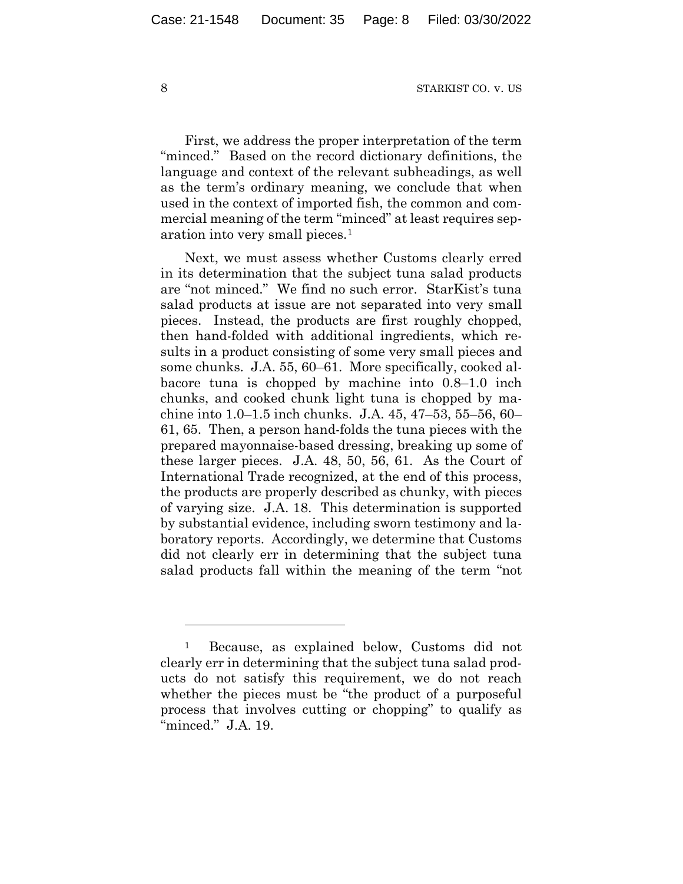First, we address the proper interpretation of the term "minced." Based on the record dictionary definitions, the language and context of the relevant subheadings, as well as the term's ordinary meaning, we conclude that when used in the context of imported fish, the common and commercial meaning of the term "minced" at least requires separation into very small pieces.[1]

Next, we must assess whether Customs clearly erred in its determination that the subject tuna salad products are "not minced." We find no such error. StarKist's tuna salad products at issue are not separated into very small pieces. Instead, the products are first roughly chopped, then hand-folded with additional ingredients, which results in a product consisting of some very small pieces and some chunks. J.A. 55, 60–61. More specifically, cooked albacore tuna is chopped by machine into 0.8–1.0 inch chunks, and cooked chunk light tuna is chopped by machine into 1.0–1.5 inch chunks. J.A. 45, 47–53, 55–56, 60–61, 65. Then, a person hand-folds the tuna pieces with the prepared mayonnaise-based dressing, breaking up some of these larger pieces. J.A. 48, 50, 56, 61. As the Court of International Trade recognized, at the end of this process, the products are properly described as chunky, with pieces of varying size. J.A. 18. This determination is supported by substantial evidence, including sworn testimony and laboratory reports. Accordingly, we determine that Customs did not clearly err in determining that the subject tuna salad products fall within the meaning of the term "not

---

[1] Because, as explained below, Customs did not clearly err in determining that the subject tuna salad products do not satisfy this requirement, we do not reach whether the pieces must be "the product of a purposeful process that involves cutting or chopping" to qualify as "minced." J.A. 19.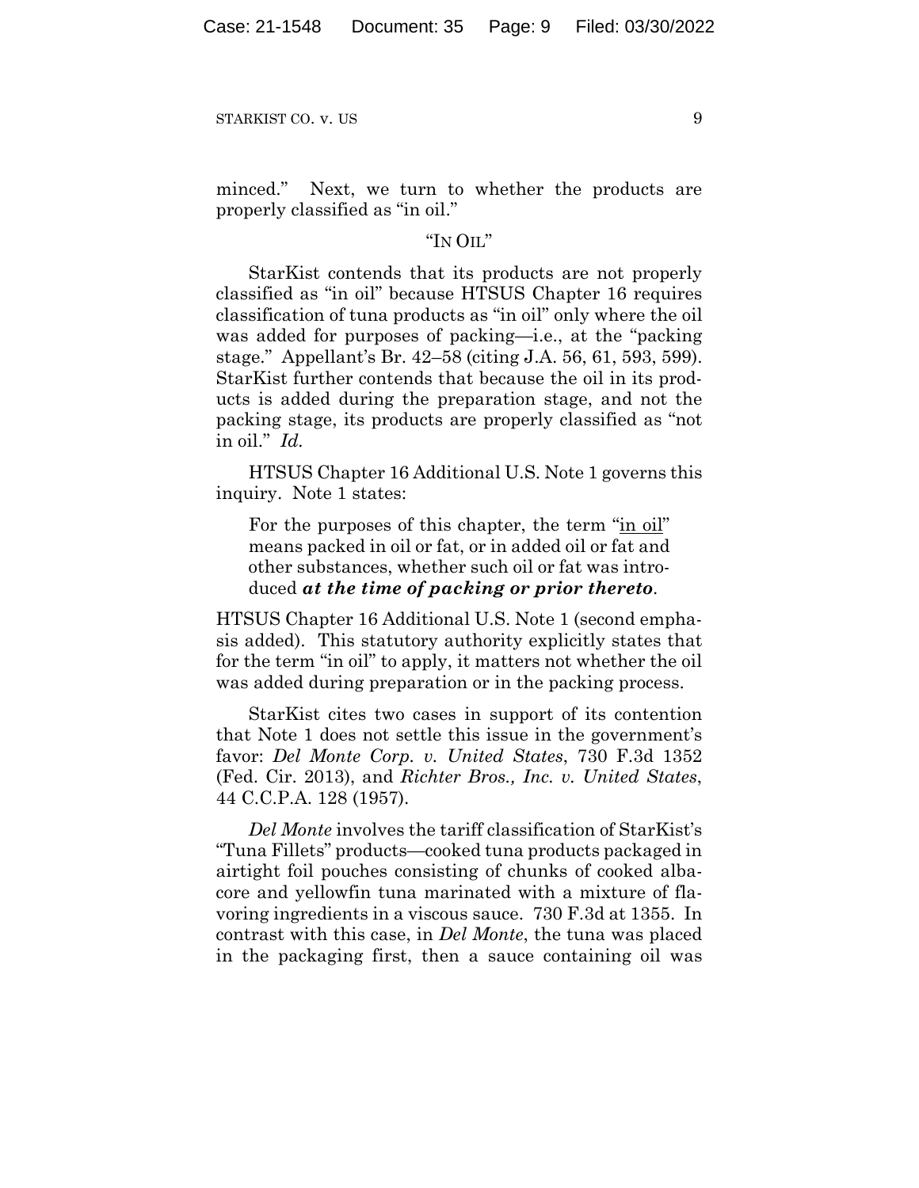minced." Next, we turn to whether the products are properly classified as "in oil."

### "IN OIL"

StarKist contends that its products are not properly classified as "in oil" because HTSUS Chapter 16 requires classification of tuna products as "in oil" only where the oil was added for purposes of packing—i.e., at the "packing stage." Appellant's Br. 42–58 (citing J.A. 56, 61, 593, 599). StarKist further contends that because the oil in its products is added during the preparation stage, and not the packing stage, its products are properly classified as "not in oil." *Id.*

HTSUS Chapter 16 Additional U.S. Note 1 governs this inquiry. Note 1 states:

> For the purposes of this chapter, the term "<u>in oil</u>" means packed in oil or fat, or in added oil or fat and other substances, whether such oil or fat was introduced ***at the time of packing or prior thereto***.

HTSUS Chapter 16 Additional U.S. Note 1 (second emphasis added). This statutory authority explicitly states that for the term "in oil" to apply, it matters not whether the oil was added during preparation or in the packing process.

StarKist cites two cases in support of its contention that Note 1 does not settle this issue in the government's favor: *Del Monte Corp. v. United States*, 730 F.3d 1352 (Fed. Cir. 2013), and *Richter Bros., Inc. v. United States*, 44 C.C.P.A. 128 (1957).

*Del Monte* involves the tariff classification of StarKist's "Tuna Fillets" products—cooked tuna products packaged in airtight foil pouches consisting of chunks of cooked albacore and yellowfin tuna marinated with a mixture of flavoring ingredients in a viscous sauce. 730 F.3d at 1355. In contrast with this case, in *Del Monte*, the tuna was placed in the packaging first, then a sauce containing oil was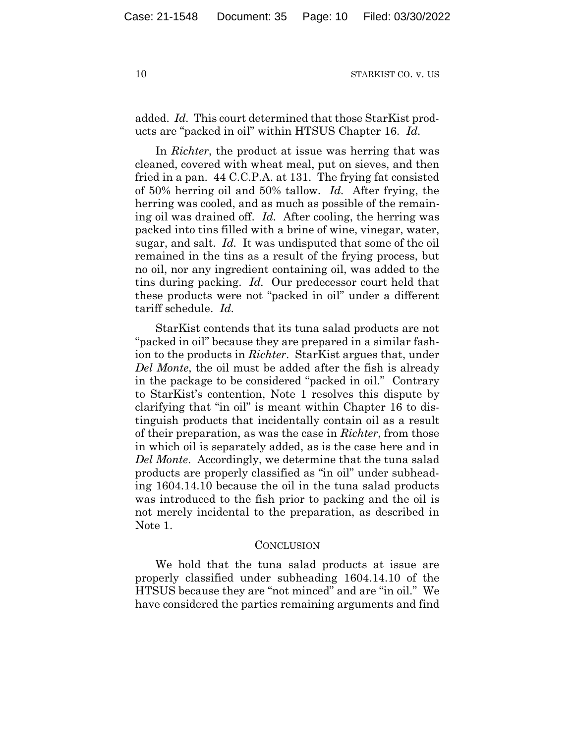added. *Id.* This court determined that those StarKist products are "packed in oil" within HTSUS Chapter 16. *Id.*

In *Richter*, the product at issue was herring that was cleaned, covered with wheat meal, put on sieves, and then fried in a pan. 44 C.C.P.A. at 131. The frying fat consisted of 50% herring oil and 50% tallow. *Id.* After frying, the herring was cooled, and as much as possible of the remaining oil was drained off. *Id.* After cooling, the herring was packed into tins filled with a brine of wine, vinegar, water, sugar, and salt. *Id.* It was undisputed that some of the oil remained in the tins as a result of the frying process, but no oil, nor any ingredient containing oil, was added to the tins during packing. *Id.* Our predecessor court held that these products were not "packed in oil" under a different tariff schedule. *Id.*

StarKist contends that its tuna salad products are not "packed in oil" because they are prepared in a similar fashion to the products in *Richter*. StarKist argues that, under *Del Monte*, the oil must be added after the fish is already in the package to be considered "packed in oil." Contrary to StarKist's contention, Note 1 resolves this dispute by clarifying that "in oil" is meant within Chapter 16 to distinguish products that incidentally contain oil as a result of their preparation, as was the case in *Richter*, from those in which oil is separately added, as is the case here and in *Del Monte*. Accordingly, we determine that the tuna salad products are properly classified as "in oil" under subheading 1604.14.10 because the oil in the tuna salad products was introduced to the fish prior to packing and the oil is not merely incidental to the preparation, as described in Note 1.

## CONCLUSION

We hold that the tuna salad products at issue are properly classified under subheading 1604.14.10 of the HTSUS because they are "not minced" and are "in oil." We have considered the parties remaining arguments and find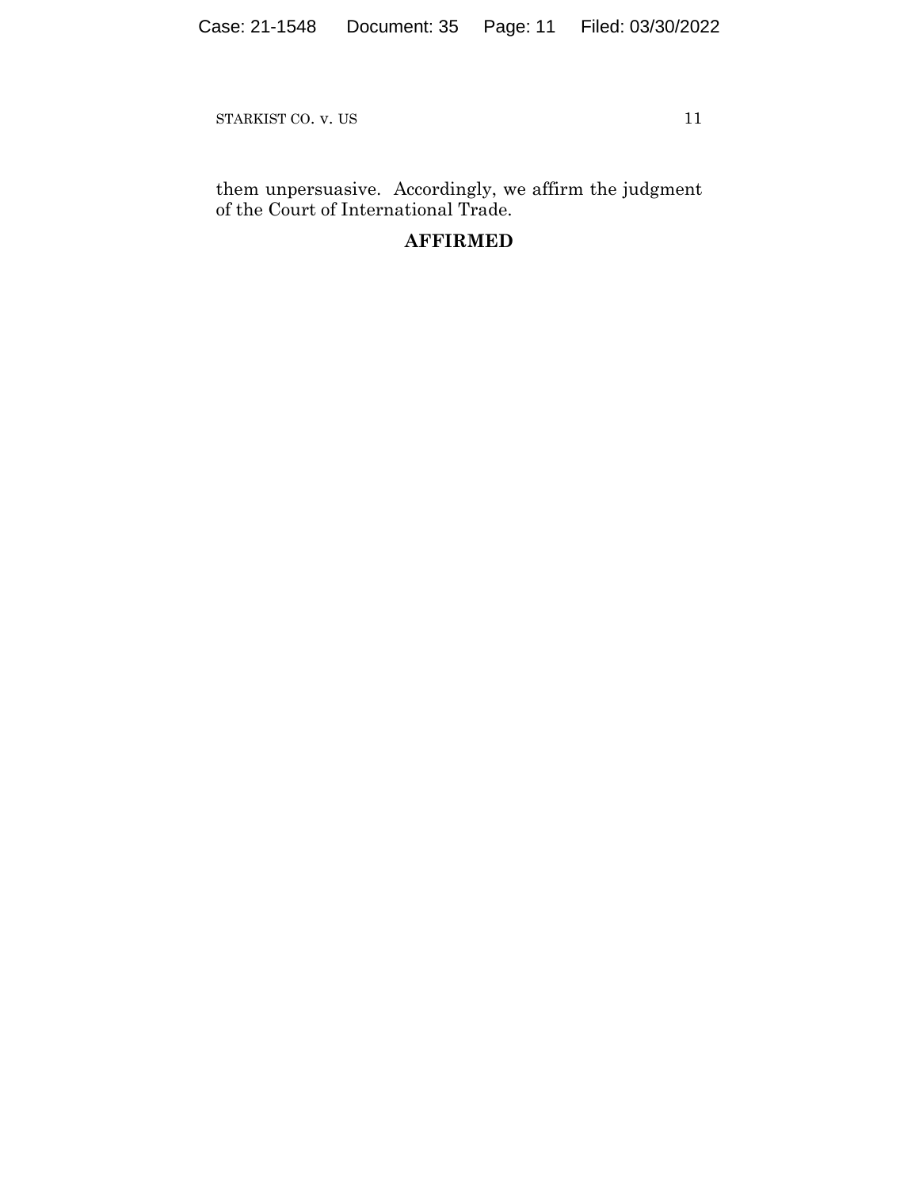them unpersuasive. Accordingly, we affirm the judgment of the Court of International Trade.

**AFFIRMED**